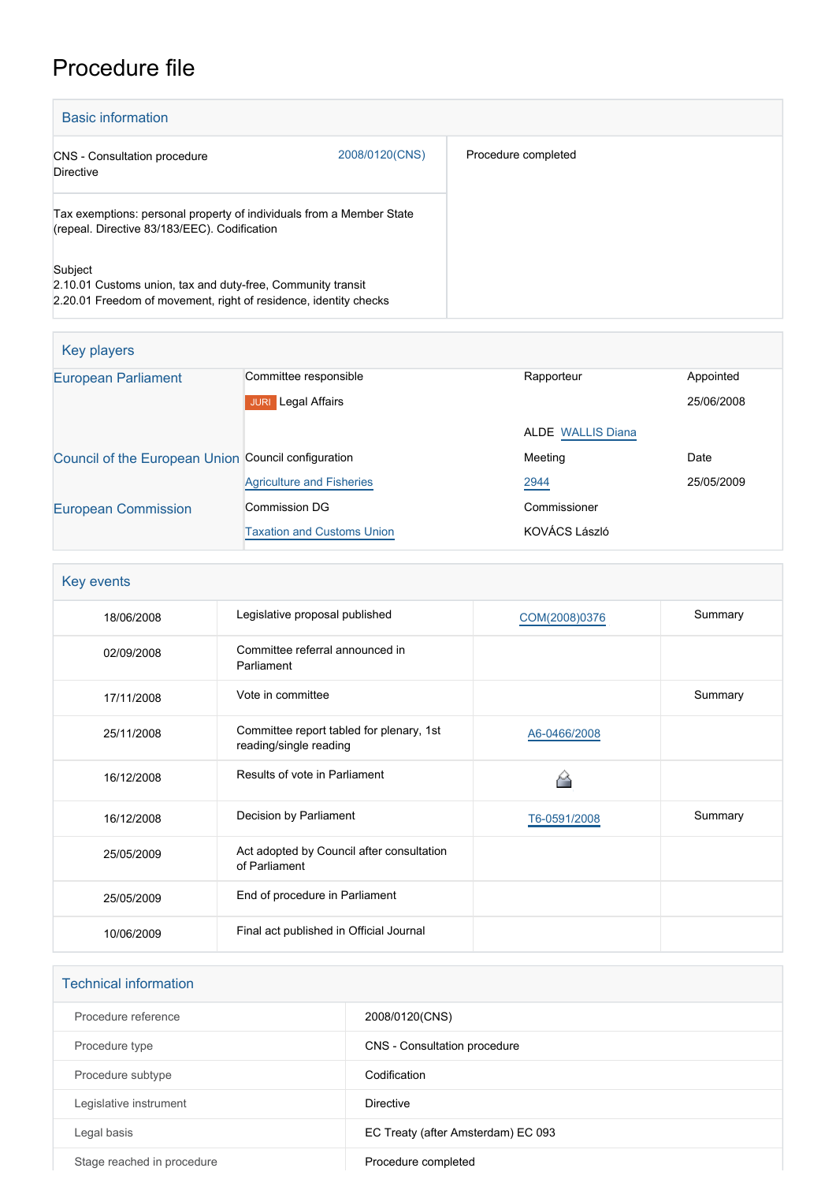# Procedure file

## Basic information

| | | |
|---|---|---|
| CNS - Consultation procedure<br>Directive | 2008/0120(CNS) | Procedure completed |
| Tax exemptions: personal property of individuals from a Member State (repeal. Directive 83/183/EEC). Codification<br><br>Subject<br>2.10.01 Customs union, tax and duty-free, Community transit<br>2.20.01 Freedom of movement, right of residence, identity checks | | |

## Key players

| | | | |
|---|---|---|---|
| European Parliament | Committee responsible | Rapporteur | Appointed |
| | JURI Legal Affairs | | 25/06/2008 |
| | | ALDE WALLIS Diana | |
| Council of the European Union | Council configuration | Meeting | Date |
| | Agriculture and Fisheries | 2944 | 25/05/2009 |
| European Commission | Commission DG | Commissioner | |
| | Taxation and Customs Union | KOVÁCS László | |

## Key events

| | | | |
|---|---|---|---|
| 18/06/2008 | Legislative proposal published | COM(2008)0376 | Summary |
| 02/09/2008 | Committee referral announced in Parliament | | |
| 17/11/2008 | Vote in committee | | Summary |
| 25/11/2008 | Committee report tabled for plenary, 1st reading/single reading | A6-0466/2008 | |
| 16/12/2008 | Results of vote in Parliament | | |
| 16/12/2008 | Decision by Parliament | T6-0591/2008 | Summary |
| 25/05/2009 | Act adopted by Council after consultation of Parliament | | |
| 25/05/2009 | End of procedure in Parliament | | |
| 10/06/2009 | Final act published in Official Journal | | |

## Technical information

| | |
|---|---|
| Procedure reference | 2008/0120(CNS) |
| Procedure type | CNS - Consultation procedure |
| Procedure subtype | Codification |
| Legislative instrument | Directive |
| Legal basis | EC Treaty (after Amsterdam) EC 093 |
| Stage reached in procedure | Procedure completed |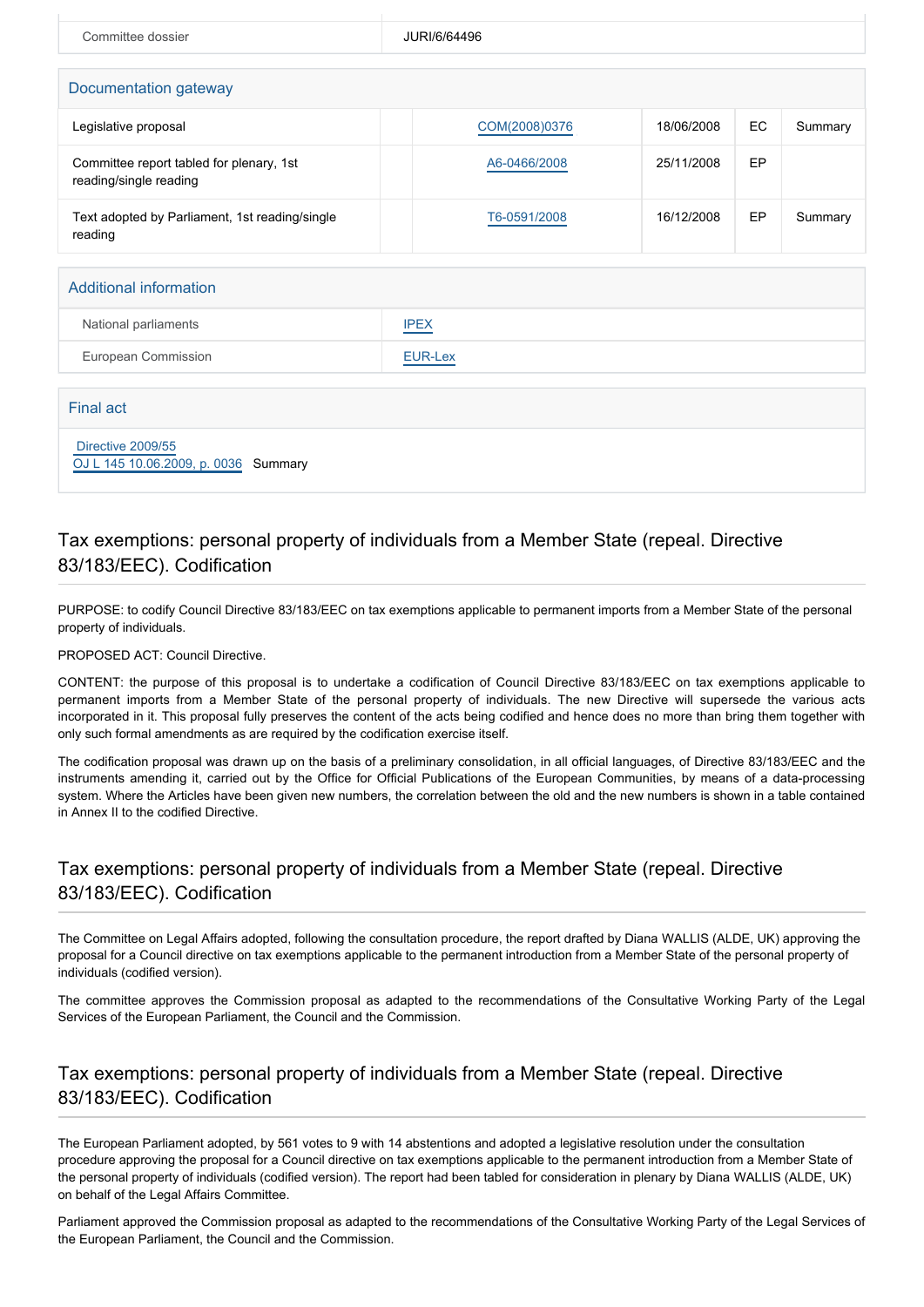| Committee dossier | JURI/6/64496 |
|---|---|

## Documentation gateway

| Legislative proposal | | COM(2008)0376 | 18/06/2008 | EC | Summary |
|---|---|---|---|---|---|
| Committee report tabled for plenary, 1st reading/single reading | | A6-0466/2008 | 25/11/2008 | EP | |
| Text adopted by Parliament, 1st reading/single reading | | T6-0591/2008 | 16/12/2008 | EP | Summary |

## Additional information

| National parliaments | IPEX |
|---|---|
| European Commission | EUR-Lex |

## Final act

Directive 2009/55
OJ L 145 10.06.2009, p. 0036 Summary

## Tax exemptions: personal property of individuals from a Member State (repeal. Directive 83/183/EEC). Codification

PURPOSE: to codify Council Directive 83/183/EEC on tax exemptions applicable to permanent imports from a Member State of the personal property of individuals.

PROPOSED ACT: Council Directive.

CONTENT: the purpose of this proposal is to undertake a codification of Council Directive 83/183/EEC on tax exemptions applicable to permanent imports from a Member State of the personal property of individuals. The new Directive will supersede the various acts incorporated in it. This proposal fully preserves the content of the acts being codified and hence does no more than bring them together with only such formal amendments as are required by the codification exercise itself.

The codification proposal was drawn up on the basis of a preliminary consolidation, in all official languages, of Directive 83/183/EEC and the instruments amending it, carried out by the Office for Official Publications of the European Communities, by means of a data-processing system. Where the Articles have been given new numbers, the correlation between the old and the new numbers is shown in a table contained in Annex II to the codified Directive.

## Tax exemptions: personal property of individuals from a Member State (repeal. Directive 83/183/EEC). Codification

The Committee on Legal Affairs adopted, following the consultation procedure, the report drafted by Diana WALLIS (ALDE, UK) approving the proposal for a Council directive on tax exemptions applicable to the permanent introduction from a Member State of the personal property of individuals (codified version).

The committee approves the Commission proposal as adapted to the recommendations of the Consultative Working Party of the Legal Services of the European Parliament, the Council and the Commission.

## Tax exemptions: personal property of individuals from a Member State (repeal. Directive 83/183/EEC). Codification

The European Parliament adopted, by 561 votes to 9 with 14 abstentions and adopted a legislative resolution under the consultation procedure approving the proposal for a Council directive on tax exemptions applicable to the permanent introduction from a Member State of the personal property of individuals (codified version). The report had been tabled for consideration in plenary by Diana WALLIS (ALDE, UK) on behalf of the Legal Affairs Committee.

Parliament approved the Commission proposal as adapted to the recommendations of the Consultative Working Party of the Legal Services of the European Parliament, the Council and the Commission.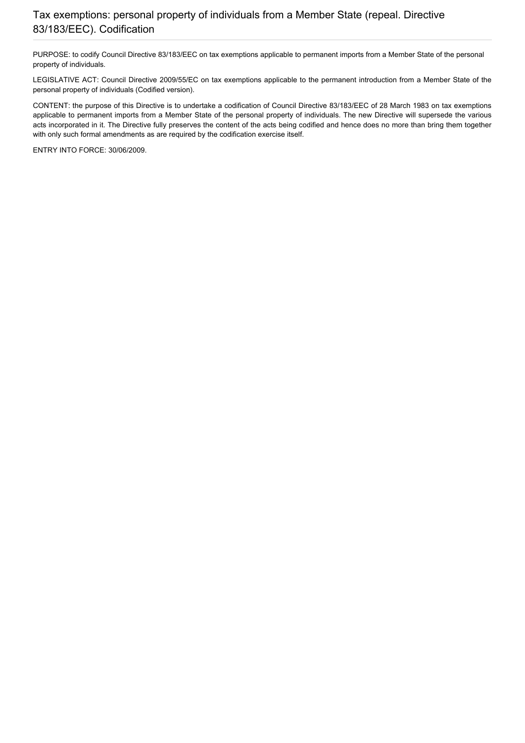# Tax exemptions: personal property of individuals from a Member State (repeal. Directive 83/183/EEC). Codification

PURPOSE: to codify Council Directive 83/183/EEC on tax exemptions applicable to permanent imports from a Member State of the personal property of individuals.

LEGISLATIVE ACT: Council Directive 2009/55/EC on tax exemptions applicable to the permanent introduction from a Member State of the personal property of individuals (Codified version).

CONTENT: the purpose of this Directive is to undertake a codification of Council Directive 83/183/EEC of 28 March 1983 on tax exemptions applicable to permanent imports from a Member State of the personal property of individuals. The new Directive will supersede the various acts incorporated in it. The Directive fully preserves the content of the acts being codified and hence does no more than bring them together with only such formal amendments as are required by the codification exercise itself.

ENTRY INTO FORCE: 30/06/2009.